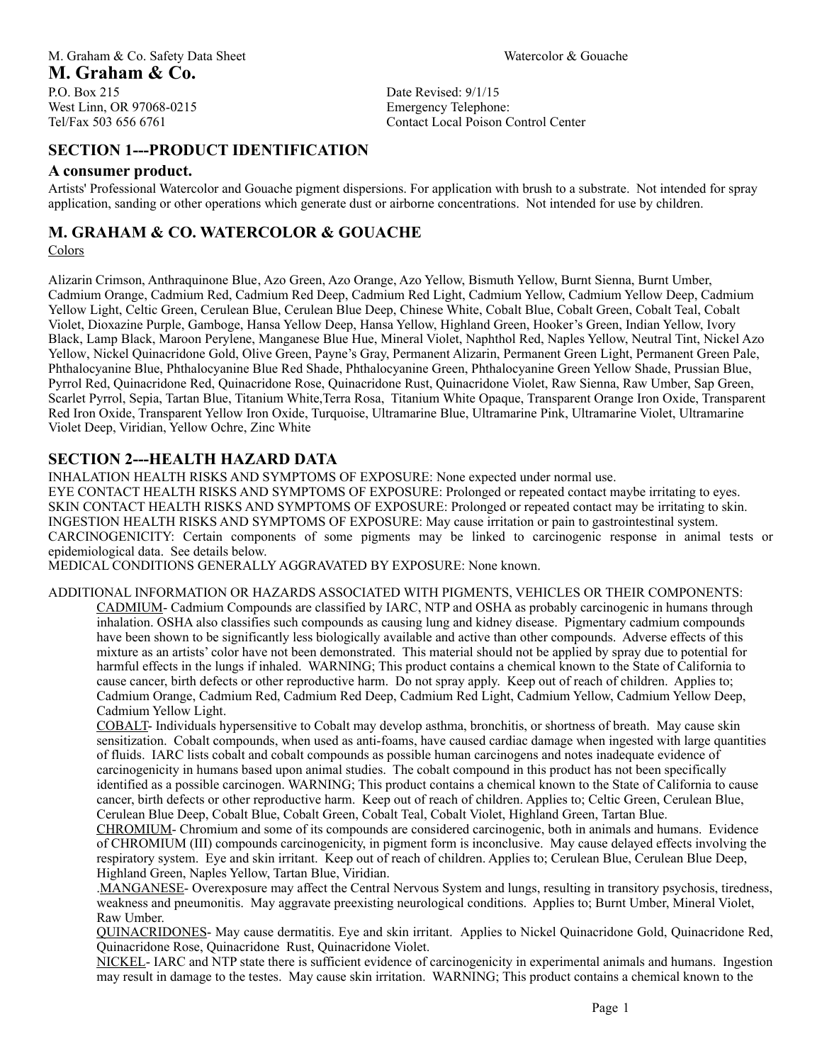M. Graham & Co. Safety Data Sheet

Watercolor & Gouache

# M. Graham & Co.

P.O. Box 215
West Linn, OR 97068-0215
Tel/Fax 503 656 6761

Date Revised: 9/1/15
Emergency Telephone:
Contact Local Poison Control Center

## SECTION 1---PRODUCT IDENTIFICATION

### A consumer product.

Artists' Professional Watercolor and Gouache pigment dispersions. For application with brush to a substrate. Not intended for spray application, sanding or other operations which generate dust or airborne concentrations. Not intended for use by children.

## M. GRAHAM & CO. WATERCOLOR & GOUACHE

Colors

Alizarin Crimson, Anthraquinone Blue, Azo Green, Azo Orange, Azo Yellow, Bismuth Yellow, Burnt Sienna, Burnt Umber, Cadmium Orange, Cadmium Red, Cadmium Red Deep, Cadmium Red Light, Cadmium Yellow, Cadmium Yellow Deep, Cadmium Yellow Light, Celtic Green, Cerulean Blue, Cerulean Blue Deep, Chinese White, Cobalt Blue, Cobalt Green, Cobalt Teal, Cobalt Violet, Dioxazine Purple, Gamboge, Hansa Yellow Deep, Hansa Yellow, Highland Green, Hooker's Green, Indian Yellow, Ivory Black, Lamp Black, Maroon Perylene, Manganese Blue Hue, Mineral Violet, Naphthol Red, Naples Yellow, Neutral Tint, Nickel Azo Yellow, Nickel Quinacridone Gold, Olive Green, Payne's Gray, Permanent Alizarin, Permanent Green Light, Permanent Green Pale, Phthalocyanine Blue, Phthalocyanine Blue Red Shade, Phthalocyanine Green, Phthalocyanine Green Yellow Shade, Prussian Blue, Pyrrol Red, Quinacridone Red, Quinacridone Rose, Quinacridone Rust, Quinacridone Violet, Raw Sienna, Raw Umber, Sap Green, Scarlet Pyrrol, Sepia, Tartan Blue, Titanium White,Terra Rosa, Titanium White Opaque, Transparent Orange Iron Oxide, Transparent Red Iron Oxide, Transparent Yellow Iron Oxide, Turquoise, Ultramarine Blue, Ultramarine Pink, Ultramarine Violet, Ultramarine Violet Deep, Viridian, Yellow Ochre, Zinc White

## SECTION 2---HEALTH HAZARD DATA

INHALATION HEALTH RISKS AND SYMPTOMS OF EXPOSURE: None expected under normal use.
EYE CONTACT HEALTH RISKS AND SYMPTOMS OF EXPOSURE: Prolonged or repeated contact maybe irritating to eyes.
SKIN CONTACT HEALTH RISKS AND SYMPTOMS OF EXPOSURE: Prolonged or repeated contact may be irritating to skin.
INGESTION HEALTH RISKS AND SYMPTOMS OF EXPOSURE: May cause irritation or pain to gastrointestinal system.
CARCINOGENICITY: Certain components of some pigments may be linked to carcinogenic response in animal tests or epidemiological data. See details below.
MEDICAL CONDITIONS GENERALLY AGGRAVATED BY EXPOSURE: None known.

ADDITIONAL INFORMATION OR HAZARDS ASSOCIATED WITH PIGMENTS, VEHICLES OR THEIR COMPONENTS:

CADMIUM- Cadmium Compounds are classified by IARC, NTP and OSHA as probably carcinogenic in humans through inhalation. OSHA also classifies such compounds as causing lung and kidney disease. Pigmentary cadmium compounds have been shown to be significantly less biologically available and active than other compounds. Adverse effects of this mixture as an artists' color have not been demonstrated. This material should not be applied by spray due to potential for harmful effects in the lungs if inhaled. WARNING; This product contains a chemical known to the State of California to cause cancer, birth defects or other reproductive harm. Do not spray apply. Keep out of reach of children. Applies to; Cadmium Orange, Cadmium Red, Cadmium Red Deep, Cadmium Red Light, Cadmium Yellow, Cadmium Yellow Deep, Cadmium Yellow Light.

COBALT- Individuals hypersensitive to Cobalt may develop asthma, bronchitis, or shortness of breath. May cause skin sensitization. Cobalt compounds, when used as anti-foams, have caused cardiac damage when ingested with large quantities of fluids. IARC lists cobalt and cobalt compounds as possible human carcinogens and notes inadequate evidence of carcinogenicity in humans based upon animal studies. The cobalt compound in this product has not been specifically identified as a possible carcinogen. WARNING; This product contains a chemical known to the State of California to cause cancer, birth defects or other reproductive harm. Keep out of reach of children. Applies to; Celtic Green, Cerulean Blue, Cerulean Blue Deep, Cobalt Blue, Cobalt Green, Cobalt Teal, Cobalt Violet, Highland Green, Tartan Blue.

CHROMIUM- Chromium and some of its compounds are considered carcinogenic, both in animals and humans. Evidence of CHROMIUM (III) compounds carcinogenicity, in pigment form is inconclusive. May cause delayed effects involving the respiratory system. Eye and skin irritant. Keep out of reach of children. Applies to; Cerulean Blue, Cerulean Blue Deep, Highland Green, Naples Yellow, Tartan Blue, Viridian.

.MANGANESE- Overexposure may affect the Central Nervous System and lungs, resulting in transitory psychosis, tiredness, weakness and pneumonitis. May aggravate preexisting neurological conditions. Applies to; Burnt Umber, Mineral Violet, Raw Umber.

QUINACRIDONES- May cause dermatitis. Eye and skin irritant. Applies to Nickel Quinacridone Gold, Quinacridone Red, Quinacridone Rose, Quinacridone Rust, Quinacridone Violet.

NICKEL- IARC and NTP state there is sufficient evidence of carcinogenicity in experimental animals and humans. Ingestion may result in damage to the testes. May cause skin irritation. WARNING; This product contains a chemical known to the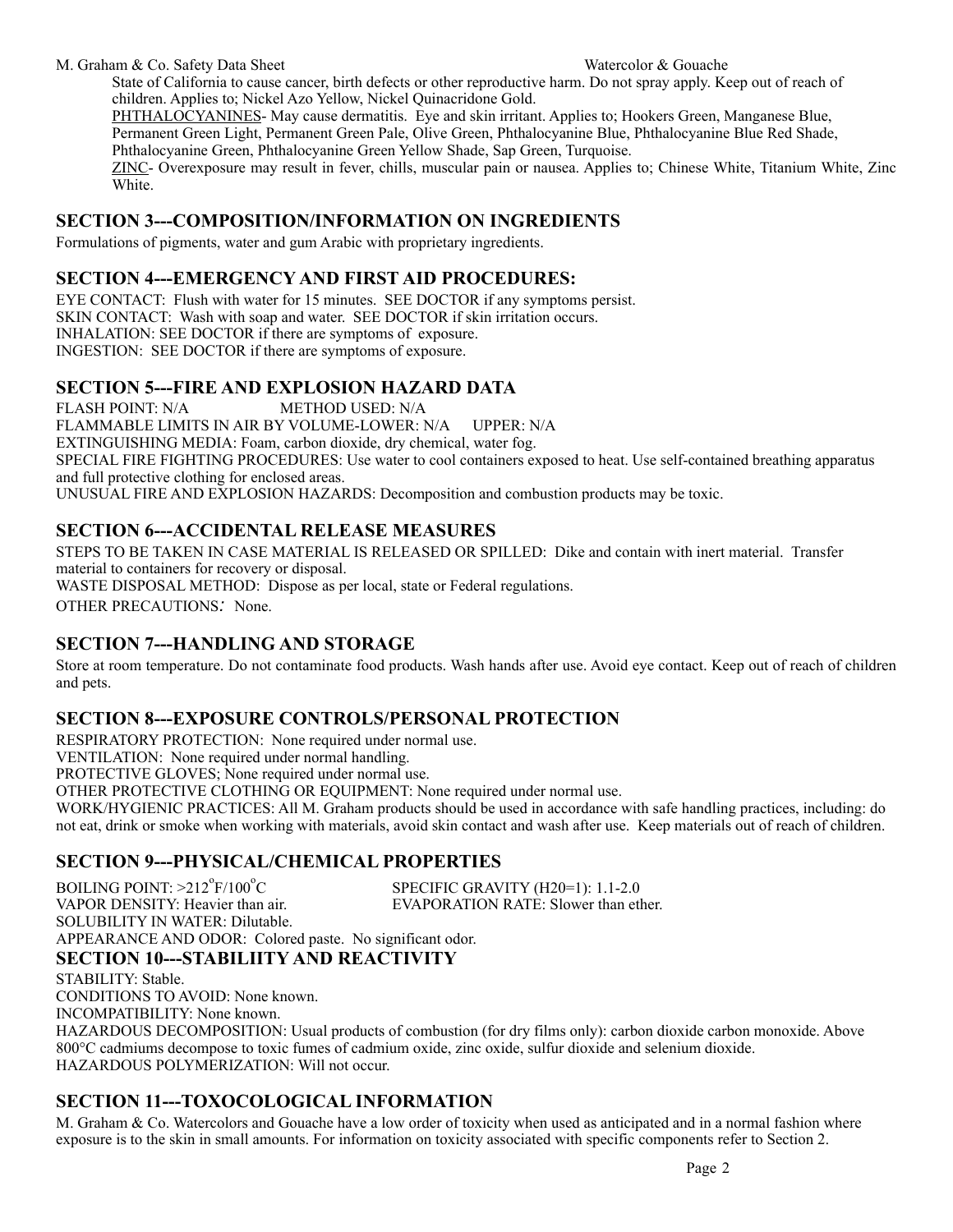State of California to cause cancer, birth defects or other reproductive harm. Do not spray apply. Keep out of reach of children. Applies to; Nickel Azo Yellow, Nickel Quinacridone Gold.

PHTHALOCYANINES- May cause dermatitis. Eye and skin irritant. Applies to; Hookers Green, Manganese Blue, Permanent Green Light, Permanent Green Pale, Olive Green, Phthalocyanine Blue, Phthalocyanine Blue Red Shade, Phthalocyanine Green, Phthalocyanine Green Yellow Shade, Sap Green, Turquoise.

ZINC- Overexposure may result in fever, chills, muscular pain or nausea. Applies to; Chinese White, Titanium White, Zinc White.

## SECTION 3---COMPOSITION/INFORMATION ON INGREDIENTS

Formulations of pigments, water and gum Arabic with proprietary ingredients.

## SECTION 4---EMERGENCY AND FIRST AID PROCEDURES:

EYE CONTACT: Flush with water for 15 minutes. SEE DOCTOR if any symptoms persist.
SKIN CONTACT: Wash with soap and water. SEE DOCTOR if skin irritation occurs.
INHALATION: SEE DOCTOR if there are symptoms of exposure.
INGESTION: SEE DOCTOR if there are symptoms of exposure.

## SECTION 5---FIRE AND EXPLOSION HAZARD DATA

FLASH POINT: N/A METHOD USED: N/A
FLAMMABLE LIMITS IN AIR BY VOLUME-LOWER: N/A UPPER: N/A
EXTINGUISHING MEDIA: Foam, carbon dioxide, dry chemical, water fog.
SPECIAL FIRE FIGHTING PROCEDURES: Use water to cool containers exposed to heat. Use self-contained breathing apparatus and full protective clothing for enclosed areas.
UNUSUAL FIRE AND EXPLOSION HAZARDS: Decomposition and combustion products may be toxic.

## SECTION 6---ACCIDENTAL RELEASE MEASURES

STEPS TO BE TAKEN IN CASE MATERIAL IS RELEASED OR SPILLED: Dike and contain with inert material. Transfer material to containers for recovery or disposal.
WASTE DISPOSAL METHOD: Dispose as per local, state or Federal regulations.
OTHER PRECAUTIONS: None.

## SECTION 7---HANDLING AND STORAGE

Store at room temperature. Do not contaminate food products. Wash hands after use. Avoid eye contact. Keep out of reach of children and pets.

## SECTION 8---EXPOSURE CONTROLS/PERSONAL PROTECTION

RESPIRATORY PROTECTION: None required under normal use.
VENTILATION: None required under normal handling.
PROTECTIVE GLOVES; None required under normal use.
OTHER PROTECTIVE CLOTHING OR EQUIPMENT: None required under normal use.
WORK/HYGIENIC PRACTICES: All M. Graham products should be used in accordance with safe handling practices, including: do not eat, drink or smoke when working with materials, avoid skin contact and wash after use. Keep materials out of reach of children.

## SECTION 9---PHYSICAL/CHEMICAL PROPERTIES

BOILING POINT: >212°F/100°C SPECIFIC GRAVITY (H20=1): 1.1-2.0
VAPOR DENSITY: Heavier than air. EVAPORATION RATE: Slower than ether.
SOLUBILITY IN WATER: Dilutable.
APPEARANCE AND ODOR: Colored paste. No significant odor.

## SECTION 10---STABILIITY AND REACTIVITY

STABILITY: Stable.
CONDITIONS TO AVOID: None known.
INCOMPATIBILITY: None known.
HAZARDOUS DECOMPOSITION: Usual products of combustion (for dry films only): carbon dioxide carbon monoxide. Above 800°C cadmiums decompose to toxic fumes of cadmium oxide, zinc oxide, sulfur dioxide and selenium dioxide.
HAZARDOUS POLYMERIZATION: Will not occur.

## SECTION 11---TOXOCOLOGICAL INFORMATION

M. Graham & Co. Watercolors and Gouache have a low order of toxicity when used as anticipated and in a normal fashion where exposure is to the skin in small amounts. For information on toxicity associated with specific components refer to Section 2.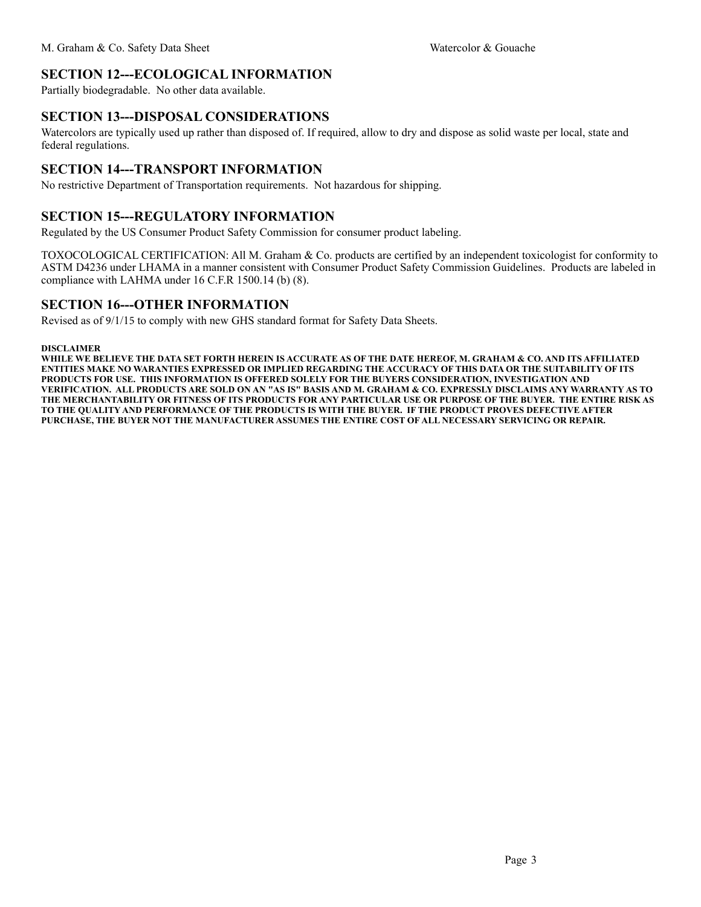## SECTION 12---ECOLOGICAL INFORMATION

Partially biodegradable. No other data available.

## SECTION 13---DISPOSAL CONSIDERATIONS

Watercolors are typically used up rather than disposed of. If required, allow to dry and dispose as solid waste per local, state and federal regulations.

## SECTION 14---TRANSPORT INFORMATION

No restrictive Department of Transportation requirements. Not hazardous for shipping.

## SECTION 15---REGULATORY INFORMATION

Regulated by the US Consumer Product Safety Commission for consumer product labeling.

TOXOCOLOGICAL CERTIFICATION: All M. Graham & Co. products are certified by an independent toxicologist for conformity to ASTM D4236 under LHAMA in a manner consistent with Consumer Product Safety Commission Guidelines. Products are labeled in compliance with LAHMA under 16 C.F.R 1500.14 (b) (8).

## SECTION 16---OTHER INFORMATION

Revised as of 9/1/15 to comply with new GHS standard format for Safety Data Sheets.

**DISCLAIMER**

**WHILE WE BELIEVE THE DATA SET FORTH HEREIN IS ACCURATE AS OF THE DATE HEREOF, M. GRAHAM & CO. AND ITS AFFILIATED ENTITIES MAKE NO WARANTIES EXPRESSED OR IMPLIED REGARDING THE ACCURACY OF THIS DATA OR THE SUITABILITY OF ITS PRODUCTS FOR USE. THIS INFORMATION IS OFFERED SOLELY FOR THE BUYERS CONSIDERATION, INVESTIGATION AND VERIFICATION. ALL PRODUCTS ARE SOLD ON AN "AS IS" BASIS AND M. GRAHAM & CO. EXPRESSLY DISCLAIMS ANY WARRANTY AS TO THE MERCHANTABILITY OR FITNESS OF ITS PRODUCTS FOR ANY PARTICULAR USE OR PURPOSE OF THE BUYER. THE ENTIRE RISK AS TO THE QUALITY AND PERFORMANCE OF THE PRODUCTS IS WITH THE BUYER. IF THE PRODUCT PROVES DEFECTIVE AFTER PURCHASE, THE BUYER NOT THE MANUFACTURER ASSUMES THE ENTIRE COST OF ALL NECESSARY SERVICING OR REPAIR.**